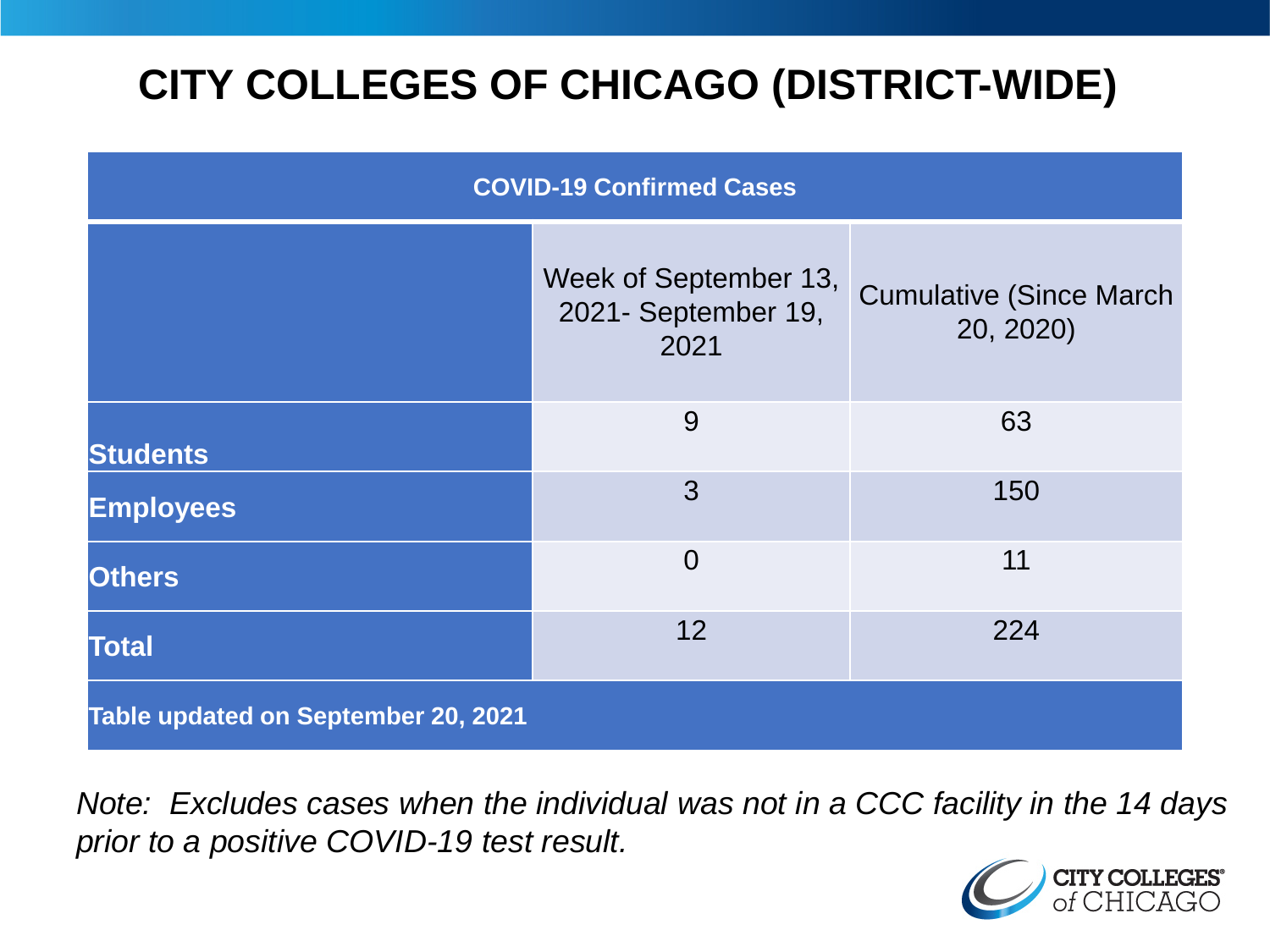# CITY COLLEGES OF CHICAGO (DISTRICT-WIDE)

| COVID-19 Confirmed Cases | | |
|---|---|---|
| | Week of September 13, 2021- September 19, 2021 | Cumulative (Since March 20, 2020) |
| **Students** | 9 | 63 |
| **Employees** | 3 | 150 |
| **Others** | 0 | 11 |
| **Total** | 12 | 224 |
| **Table updated on September 20, 2021** | | |

*Note: Excludes cases when the individual was not in a CCC facility in the 14 days prior to a positive COVID-19 test result.*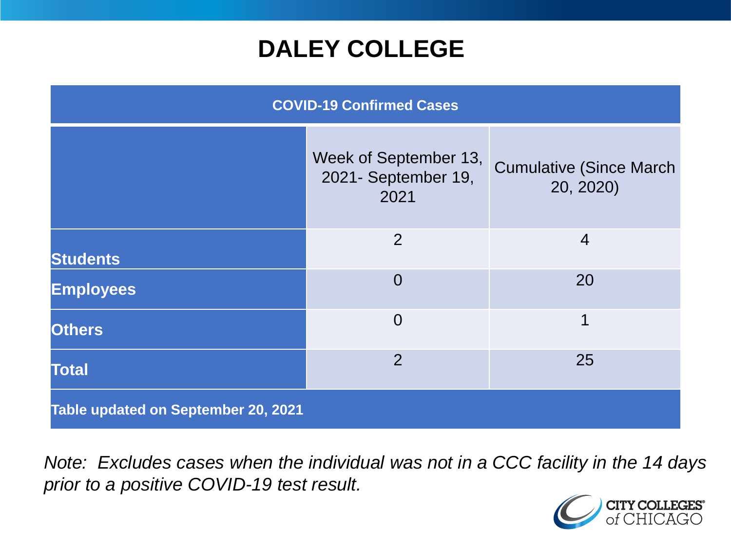# DALEY COLLEGE

| COVID-19 Confirmed Cases | | |
|---|---|---|
| | Week of September 13, 2021- September 19, 2021 | Cumulative (Since March 20, 2020) |
| **Students** | 2 | 4 |
| **Employees** | 0 | 20 |
| **Others** | 0 | 1 |
| **Total** | 2 | 25 |
| **Table updated on September 20, 2021** | | |

*Note: Excludes cases when the individual was not in a CCC facility in the 14 days prior to a positive COVID-19 test result.*

CITY COLLEGES of CHICAGO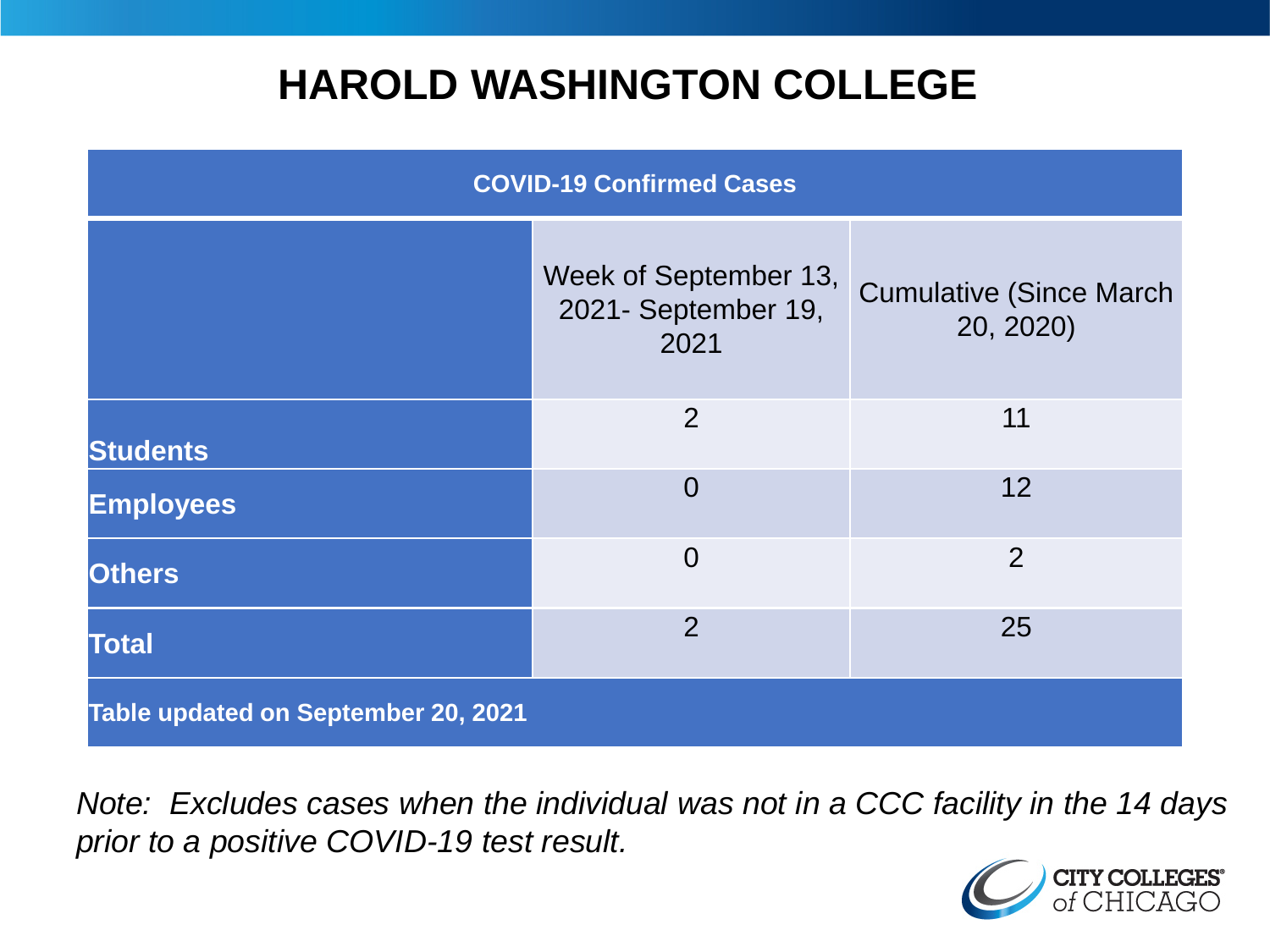# HAROLD WASHINGTON COLLEGE

| COVID-19 Confirmed Cases | | |
|---|---|---|
| | Week of September 13, 2021- September 19, 2021 | Cumulative (Since March 20, 2020) |
| **Students** | 2 | 11 |
| **Employees** | 0 | 12 |
| **Others** | 0 | 2 |
| **Total** | 2 | 25 |
| **Table updated on September 20, 2021** | | |

*Note: Excludes cases when the individual was not in a CCC facility in the 14 days prior to a positive COVID-19 test result.*

CITY COLLEGES of CHICAGO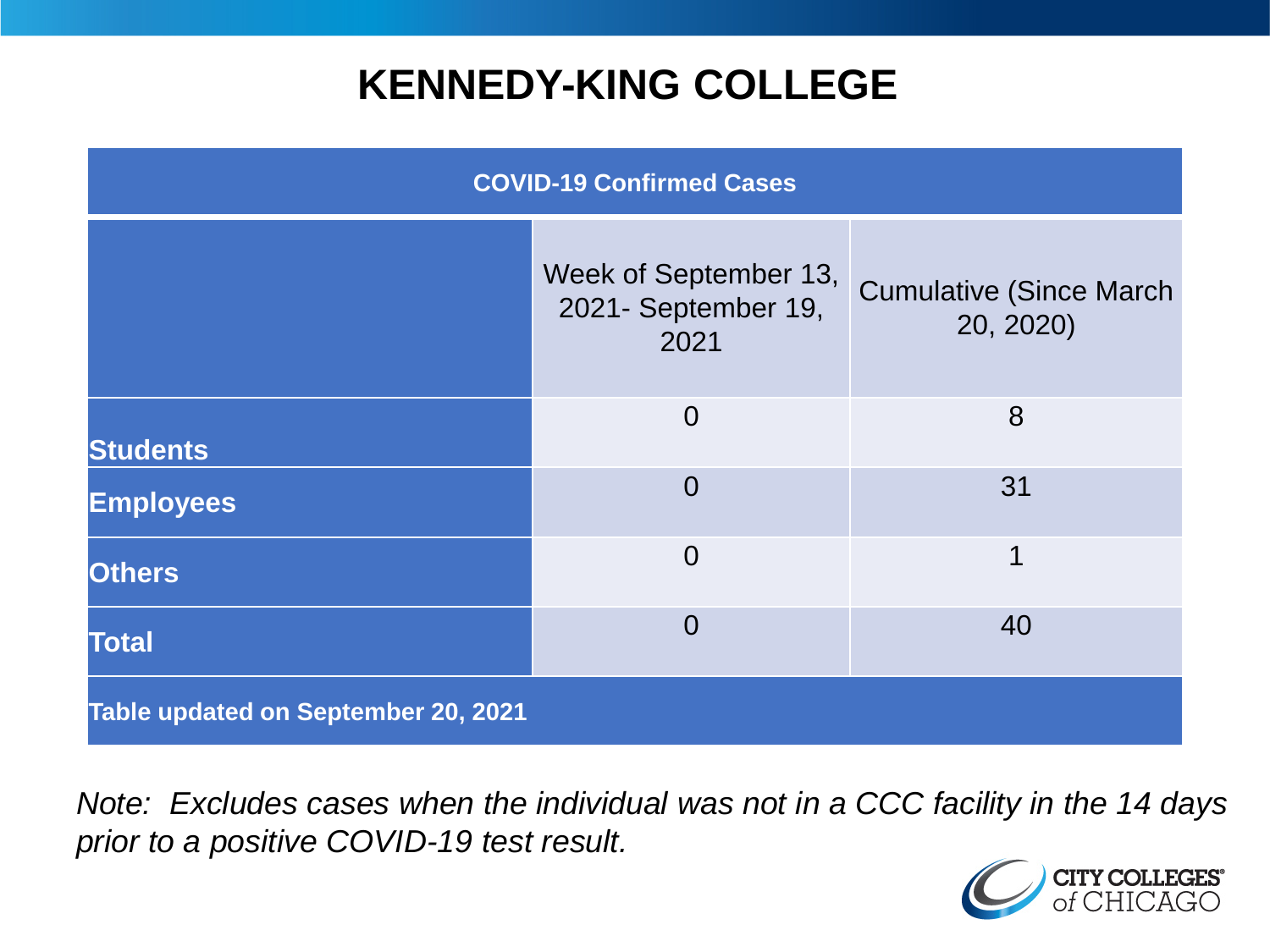# KENNEDY-KING COLLEGE

| COVID-19 Confirmed Cases | | |
|---|---|---|
| | Week of September 13, 2021- September 19, 2021 | Cumulative (Since March 20, 2020) |
| **Students** | 0 | 8 |
| **Employees** | 0 | 31 |
| **Others** | 0 | 1 |
| **Total** | 0 | 40 |
| **Table updated on September 20, 2021** | | |

*Note: Excludes cases when the individual was not in a CCC facility in the 14 days prior to a positive COVID-19 test result.*

CITY COLLEGES of CHICAGO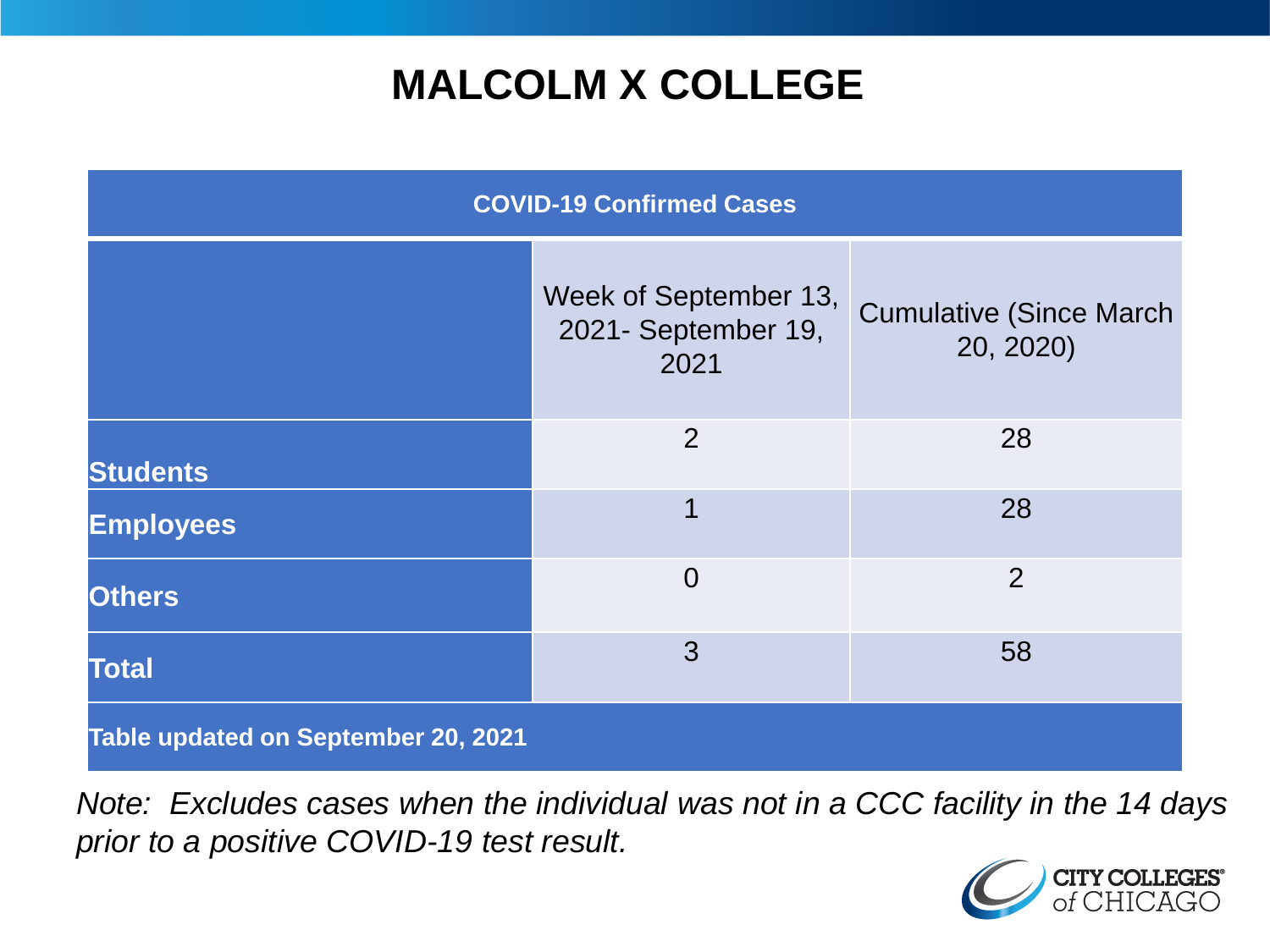# MALCOLM X COLLEGE

| COVID-19 Confirmed Cases | | |
|---|---|---|
| | Week of September 13, 2021- September 19, 2021 | Cumulative (Since March 20, 2020) |
| **Students** | 2 | 28 |
| **Employees** | 1 | 28 |
| **Others** | 0 | 2 |
| **Total** | 3 | 58 |
| **Table updated on September 20, 2021** | | |

*Note: Excludes cases when the individual was not in a CCC facility in the 14 days prior to a positive COVID-19 test result.*

CITY COLLEGES of CHICAGO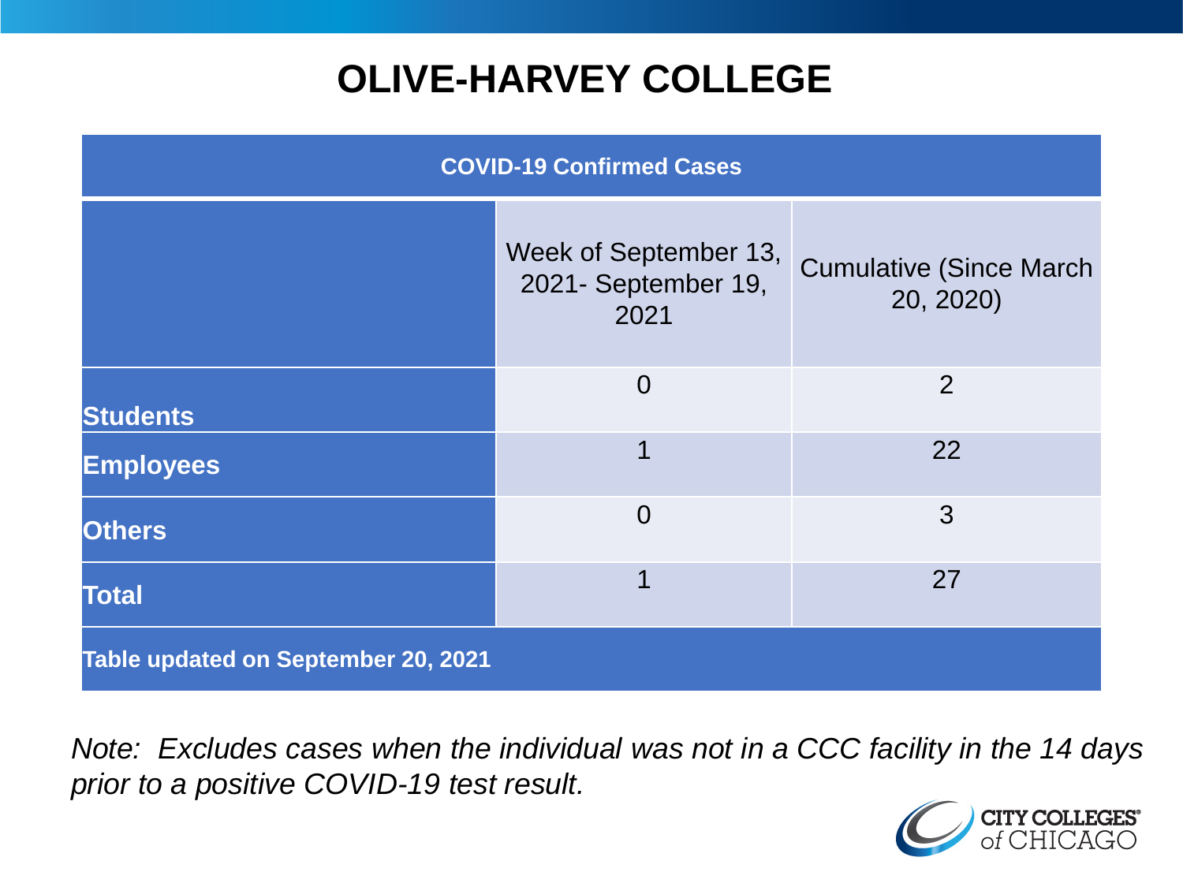# OLIVE-HARVEY COLLEGE

| COVID-19 Confirmed Cases | | |
|---|---|---|
| | Week of September 13, 2021- September 19, 2021 | Cumulative (Since March 20, 2020) |
| **Students** | 0 | 2 |
| **Employees** | 1 | 22 |
| **Others** | 0 | 3 |
| **Total** | 1 | 27 |
| **Table updated on September 20, 2021** | | |

*Note: Excludes cases when the individual was not in a CCC facility in the 14 days prior to a positive COVID-19 test result.*

CITY COLLEGES of CHICAGO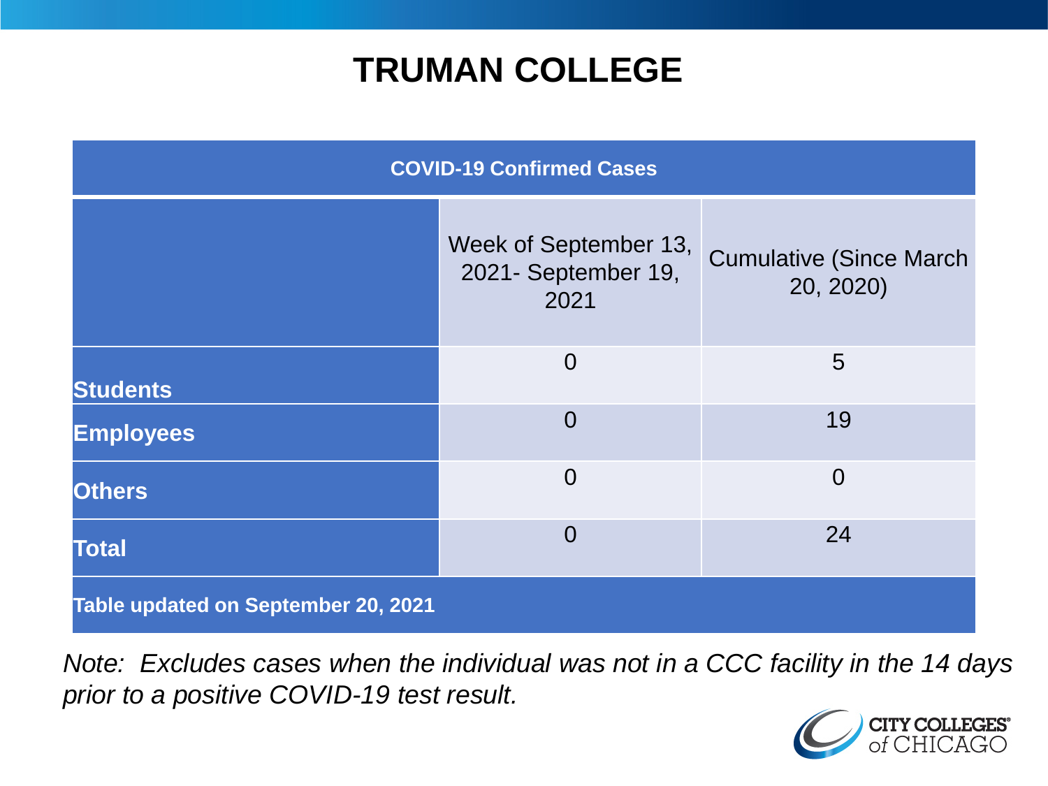# TRUMAN COLLEGE

| COVID-19 Confirmed Cases | | |
|---|---|---|
| | Week of September 13, 2021- September 19, 2021 | Cumulative (Since March 20, 2020) |
| **Students** | 0 | 5 |
| **Employees** | 0 | 19 |
| **Others** | 0 | 0 |
| **Total** | 0 | 24 |
| **Table updated on September 20, 2021** | | |

*Note: Excludes cases when the individual was not in a CCC facility in the 14 days prior to a positive COVID-19 test result.*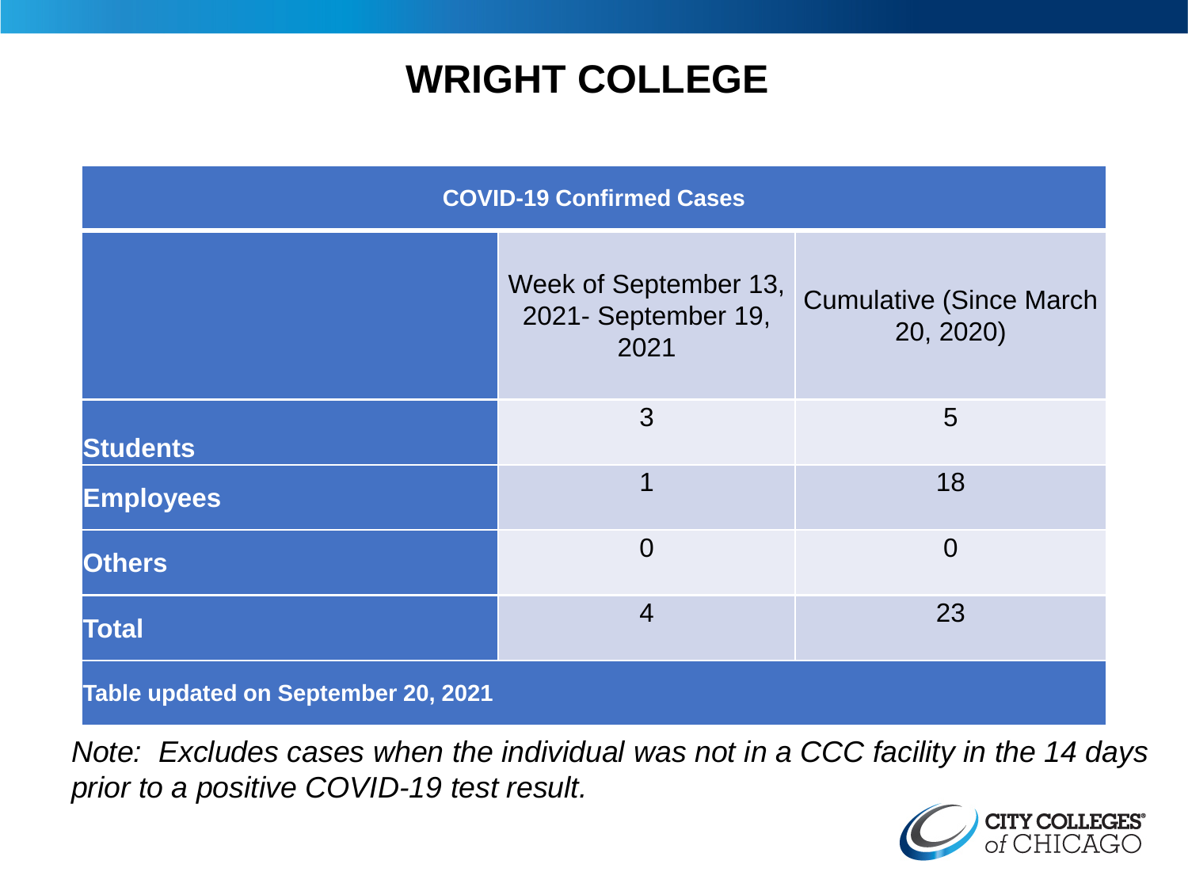# WRIGHT COLLEGE

| COVID-19 Confirmed Cases | | |
|---|---|---|
| | Week of September 13, 2021- September 19, 2021 | Cumulative (Since March 20, 2020) |
| **Students** | 3 | 5 |
| **Employees** | 1 | 18 |
| **Others** | 0 | 0 |
| **Total** | 4 | 23 |
| **Table updated on September 20, 2021** | | |

*Note: Excludes cases when the individual was not in a CCC facility in the 14 days prior to a positive COVID-19 test result.*

CITY COLLEGES of CHICAGO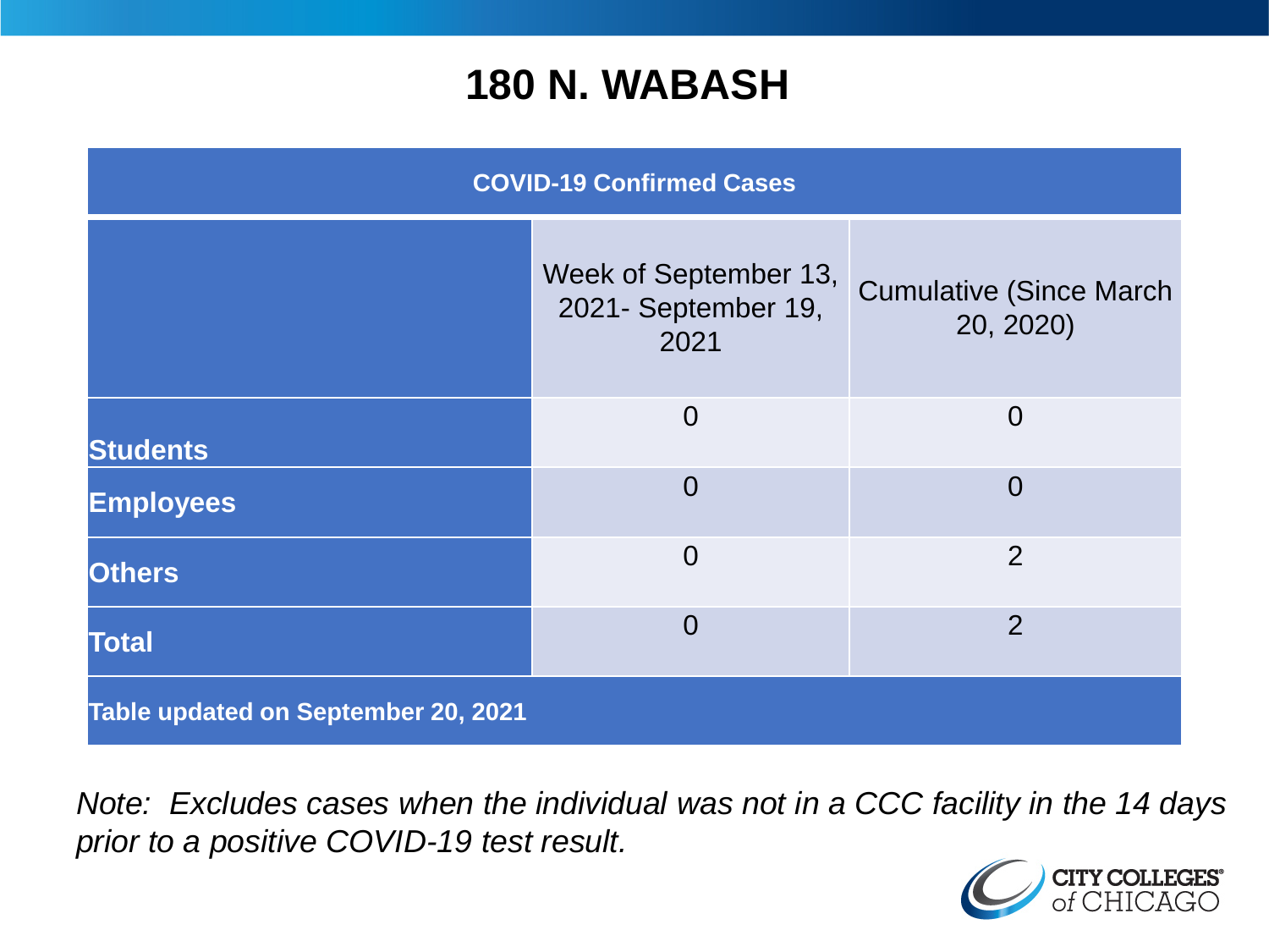# 180 N. WABASH

| COVID-19 Confirmed Cases | | |
|---|---|---|
| | Week of September 13, 2021- September 19, 2021 | Cumulative (Since March 20, 2020) |
| **Students** | 0 | 0 |
| **Employees** | 0 | 0 |
| **Others** | 0 | 2 |
| **Total** | 0 | 2 |
| **Table updated on September 20, 2021** | | |

*Note: Excludes cases when the individual was not in a CCC facility in the 14 days prior to a positive COVID-19 test result.*

CITY COLLEGES of CHICAGO